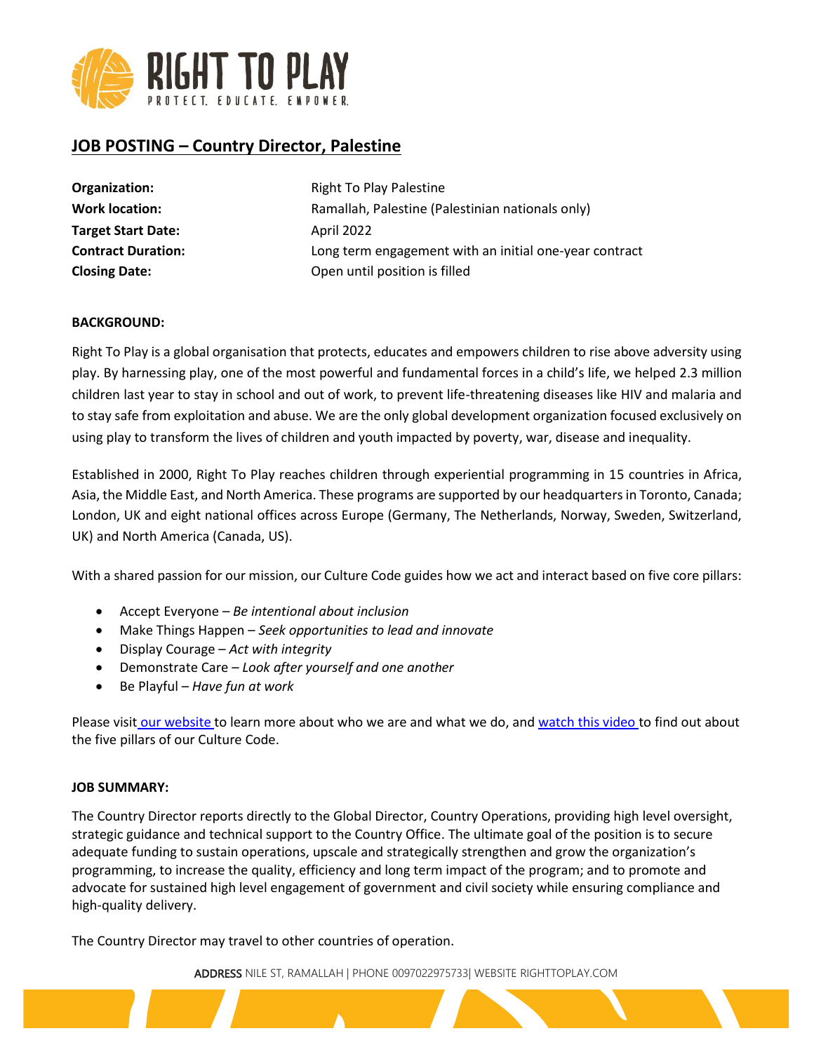# JOB POSTING – Country Director, Palestine

| | |
|---|---|
| **Organization:** | Right To Play Palestine |
| **Work location:** | Ramallah, Palestine (Palestinian nationals only) |
| **Target Start Date:** | April 2022 |
| **Contract Duration:** | Long term engagement with an initial one-year contract |
| **Closing Date:** | Open until position is filled |

**BACKGROUND:**

Right To Play is a global organisation that protects, educates and empowers children to rise above adversity using play. By harnessing play, one of the most powerful and fundamental forces in a child's life, we helped 2.3 million children last year to stay in school and out of work, to prevent life-threatening diseases like HIV and malaria and to stay safe from exploitation and abuse. We are the only global development organization focused exclusively on using play to transform the lives of children and youth impacted by poverty, war, disease and inequality.

Established in 2000, Right To Play reaches children through experiential programming in 15 countries in Africa, Asia, the Middle East, and North America. These programs are supported by our headquarters in Toronto, Canada; London, UK and eight national offices across Europe (Germany, The Netherlands, Norway, Sweden, Switzerland, UK) and North America (Canada, US).

With a shared passion for our mission, our Culture Code guides how we act and interact based on five core pillars:

- Accept Everyone – *Be intentional about inclusion*
- Make Things Happen – *Seek opportunities to lead and innovate*
- Display Courage – *Act with integrity*
- Demonstrate Care – *Look after yourself and one another*
- Be Playful – *Have fun at work*

Please visit our website to learn more about who we are and what we do, and watch this video to find out about the five pillars of our Culture Code.

**JOB SUMMARY:**

The Country Director reports directly to the Global Director, Country Operations, providing high level oversight, strategic guidance and technical support to the Country Office. The ultimate goal of the position is to secure adequate funding to sustain operations, upscale and strategically strengthen and grow the organization's programming, to increase the quality, efficiency and long term impact of the program; and to promote and advocate for sustained high level engagement of government and civil society while ensuring compliance and high-quality delivery.

The Country Director may travel to other countries of operation.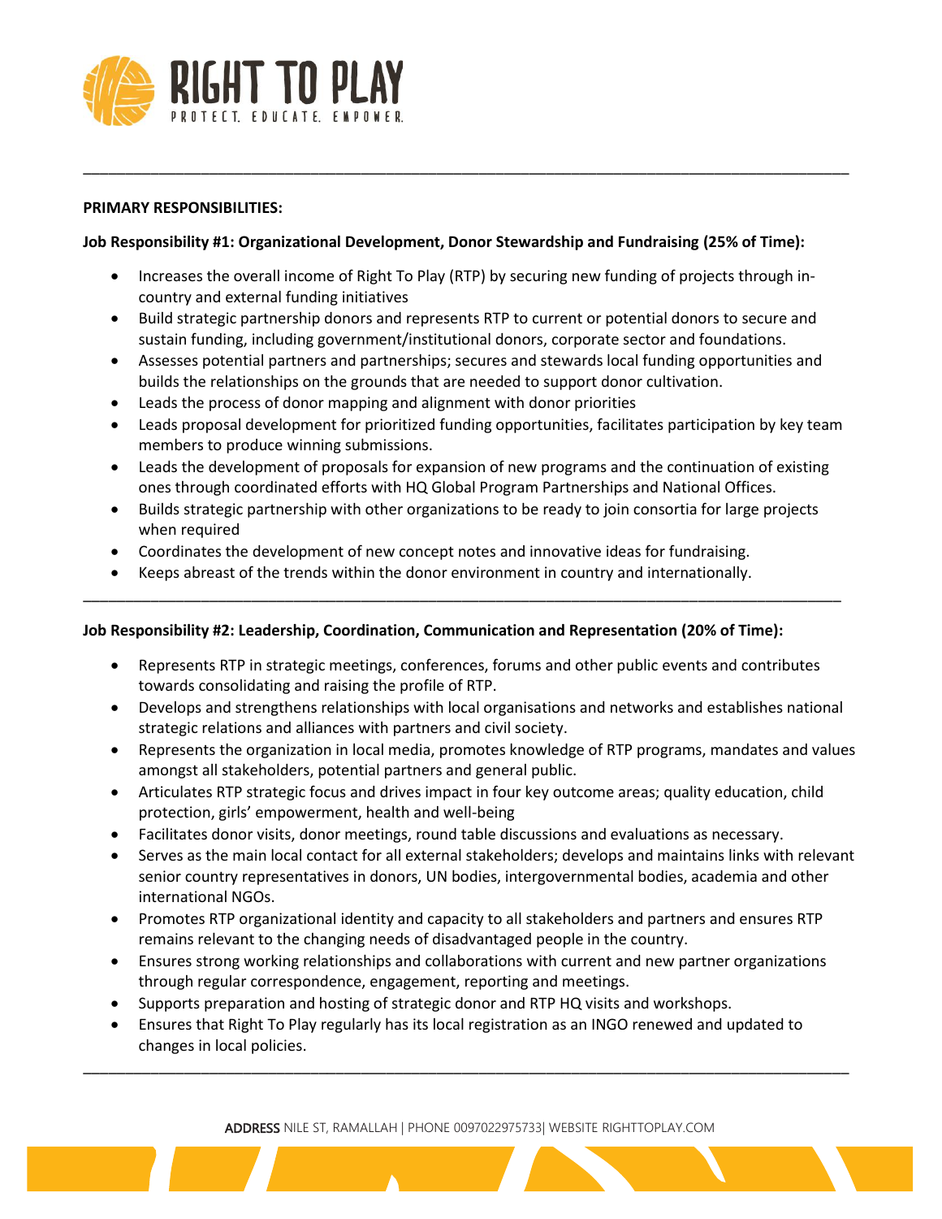**PRIMARY RESPONSIBILITIES:**

**Job Responsibility #1: Organizational Development, Donor Stewardship and Fundraising (25% of Time):**

- Increases the overall income of Right To Play (RTP) by securing new funding of projects through in-country and external funding initiatives
- Build strategic partnership donors and represents RTP to current or potential donors to secure and sustain funding, including government/institutional donors, corporate sector and foundations.
- Assesses potential partners and partnerships; secures and stewards local funding opportunities and builds the relationships on the grounds that are needed to support donor cultivation.
- Leads the process of donor mapping and alignment with donor priorities
- Leads proposal development for prioritized funding opportunities, facilitates participation by key team members to produce winning submissions.
- Leads the development of proposals for expansion of new programs and the continuation of existing ones through coordinated efforts with HQ Global Program Partnerships and National Offices.
- Builds strategic partnership with other organizations to be ready to join consortia for large projects when required
- Coordinates the development of new concept notes and innovative ideas for fundraising.
- Keeps abreast of the trends within the donor environment in country and internationally.

---

**Job Responsibility #2: Leadership, Coordination, Communication and Representation (20% of Time):**

- Represents RTP in strategic meetings, conferences, forums and other public events and contributes towards consolidating and raising the profile of RTP.
- Develops and strengthens relationships with local organisations and networks and establishes national strategic relations and alliances with partners and civil society.
- Represents the organization in local media, promotes knowledge of RTP programs, mandates and values amongst all stakeholders, potential partners and general public.
- Articulates RTP strategic focus and drives impact in four key outcome areas; quality education, child protection, girls' empowerment, health and well-being
- Facilitates donor visits, donor meetings, round table discussions and evaluations as necessary.
- Serves as the main local contact for all external stakeholders; develops and maintains links with relevant senior country representatives in donors, UN bodies, intergovernmental bodies, academia and other international NGOs.
- Promotes RTP organizational identity and capacity to all stakeholders and partners and ensures RTP remains relevant to the changing needs of disadvantaged people in the country.
- Ensures strong working relationships and collaborations with current and new partner organizations through regular correspondence, engagement, reporting and meetings.
- Supports preparation and hosting of strategic donor and RTP HQ visits and workshops.
- Ensures that Right To Play regularly has its local registration as an INGO renewed and updated to changes in local policies.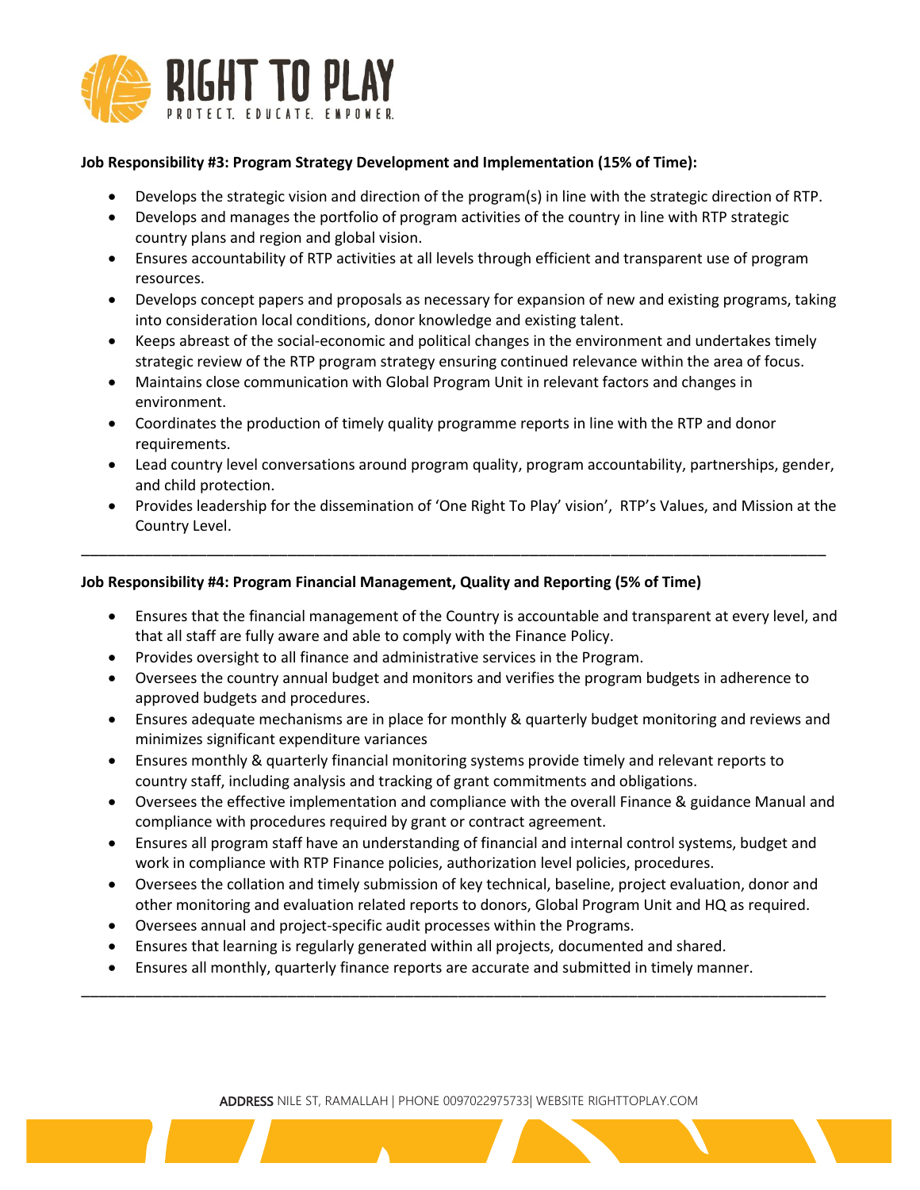**Job Responsibility #3: Program Strategy Development and Implementation (15% of Time):**

- Develops the strategic vision and direction of the program(s) in line with the strategic direction of RTP.
- Develops and manages the portfolio of program activities of the country in line with RTP strategic country plans and region and global vision.
- Ensures accountability of RTP activities at all levels through efficient and transparent use of program resources.
- Develops concept papers and proposals as necessary for expansion of new and existing programs, taking into consideration local conditions, donor knowledge and existing talent.
- Keeps abreast of the social-economic and political changes in the environment and undertakes timely strategic review of the RTP program strategy ensuring continued relevance within the area of focus.
- Maintains close communication with Global Program Unit in relevant factors and changes in environment.
- Coordinates the production of timely quality programme reports in line with the RTP and donor requirements.
- Lead country level conversations around program quality, program accountability, partnerships, gender, and child protection.
- Provides leadership for the dissemination of 'One Right To Play' vision', RTP's Values, and Mission at the Country Level.

---

**Job Responsibility #4: Program Financial Management, Quality and Reporting (5% of Time)**

- Ensures that the financial management of the Country is accountable and transparent at every level, and that all staff are fully aware and able to comply with the Finance Policy.
- Provides oversight to all finance and administrative services in the Program.
- Oversees the country annual budget and monitors and verifies the program budgets in adherence to approved budgets and procedures.
- Ensures adequate mechanisms are in place for monthly & quarterly budget monitoring and reviews and minimizes significant expenditure variances
- Ensures monthly & quarterly financial monitoring systems provide timely and relevant reports to country staff, including analysis and tracking of grant commitments and obligations.
- Oversees the effective implementation and compliance with the overall Finance & guidance Manual and compliance with procedures required by grant or contract agreement.
- Ensures all program staff have an understanding of financial and internal control systems, budget and work in compliance with RTP Finance policies, authorization level policies, procedures.
- Oversees the collation and timely submission of key technical, baseline, project evaluation, donor and other monitoring and evaluation related reports to donors, Global Program Unit and HQ as required.
- Oversees annual and project-specific audit processes within the Programs.
- Ensures that learning is regularly generated within all projects, documented and shared.
- Ensures all monthly, quarterly finance reports are accurate and submitted in timely manner.

---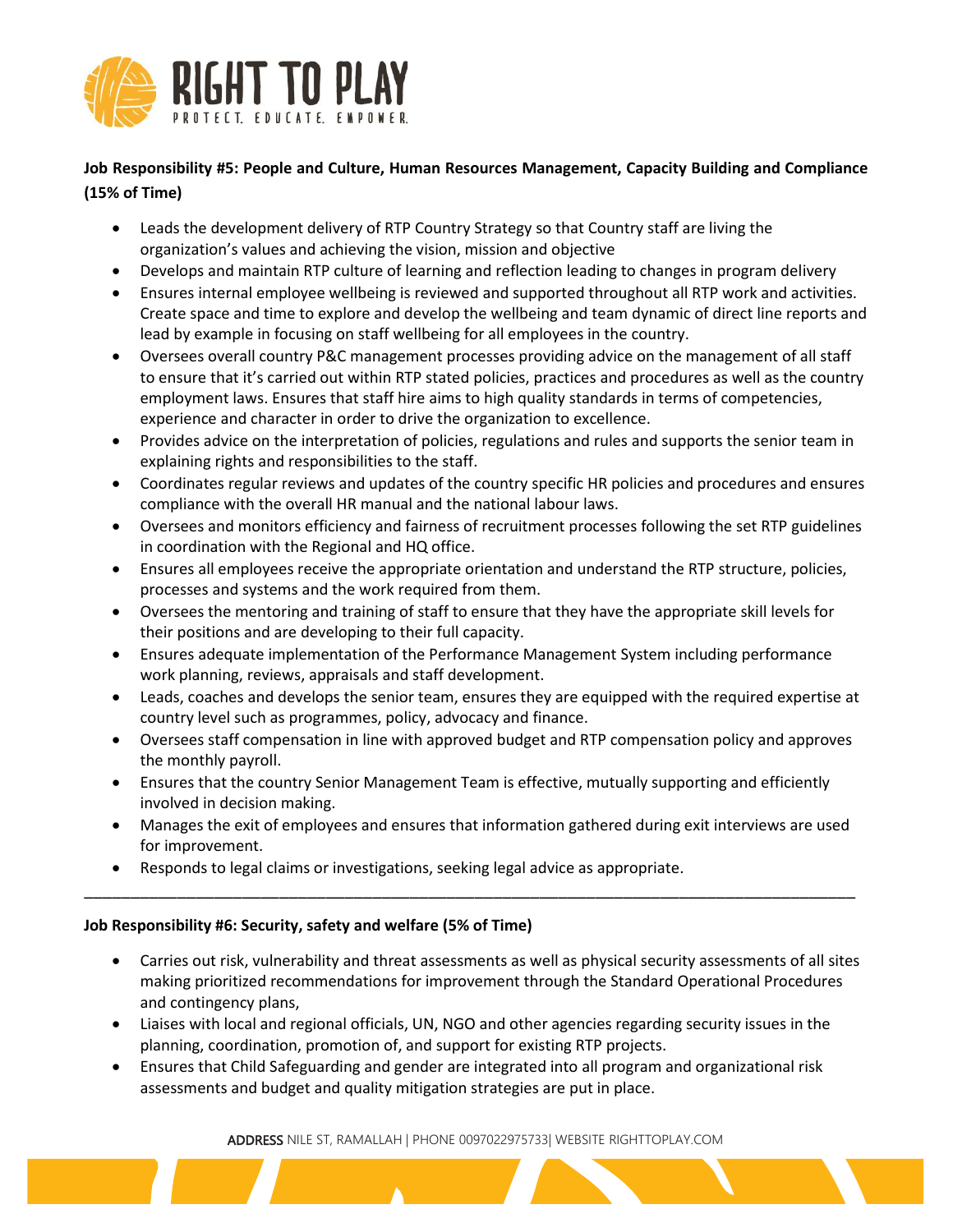**Job Responsibility #5: People and Culture, Human Resources Management, Capacity Building and Compliance (15% of Time)**

- Leads the development delivery of RTP Country Strategy so that Country staff are living the organization's values and achieving the vision, mission and objective
- Develops and maintain RTP culture of learning and reflection leading to changes in program delivery
- Ensures internal employee wellbeing is reviewed and supported throughout all RTP work and activities. Create space and time to explore and develop the wellbeing and team dynamic of direct line reports and lead by example in focusing on staff wellbeing for all employees in the country.
- Oversees overall country P&C management processes providing advice on the management of all staff to ensure that it's carried out within RTP stated policies, practices and procedures as well as the country employment laws. Ensures that staff hire aims to high quality standards in terms of competencies, experience and character in order to drive the organization to excellence.
- Provides advice on the interpretation of policies, regulations and rules and supports the senior team in explaining rights and responsibilities to the staff.
- Coordinates regular reviews and updates of the country specific HR policies and procedures and ensures compliance with the overall HR manual and the national labour laws.
- Oversees and monitors efficiency and fairness of recruitment processes following the set RTP guidelines in coordination with the Regional and HQ office.
- Ensures all employees receive the appropriate orientation and understand the RTP structure, policies, processes and systems and the work required from them.
- Oversees the mentoring and training of staff to ensure that they have the appropriate skill levels for their positions and are developing to their full capacity.
- Ensures adequate implementation of the Performance Management System including performance work planning, reviews, appraisals and staff development.
- Leads, coaches and develops the senior team, ensures they are equipped with the required expertise at country level such as programmes, policy, advocacy and finance.
- Oversees staff compensation in line with approved budget and RTP compensation policy and approves the monthly payroll.
- Ensures that the country Senior Management Team is effective, mutually supporting and efficiently involved in decision making.
- Manages the exit of employees and ensures that information gathered during exit interviews are used for improvement.
- Responds to legal claims or investigations, seeking legal advice as appropriate.

---

**Job Responsibility #6: Security, safety and welfare (5% of Time)**

- Carries out risk, vulnerability and threat assessments as well as physical security assessments of all sites making prioritized recommendations for improvement through the Standard Operational Procedures and contingency plans,
- Liaises with local and regional officials, UN, NGO and other agencies regarding security issues in the planning, coordination, promotion of, and support for existing RTP projects.
- Ensures that Child Safeguarding and gender are integrated into all program and organizational risk assessments and budget and quality mitigation strategies are put in place.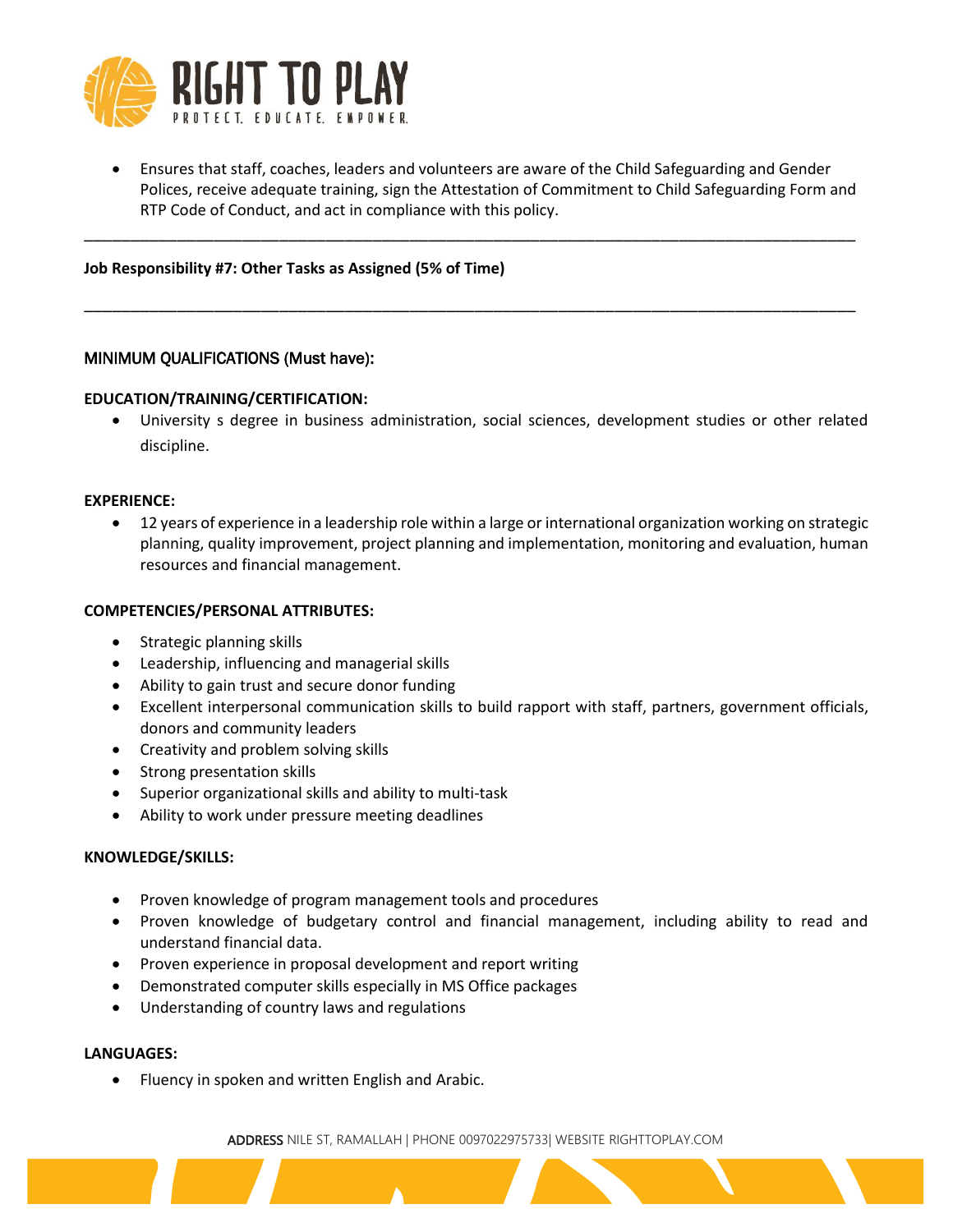- Ensures that staff, coaches, leaders and volunteers are aware of the Child Safeguarding and Gender Polices, receive adequate training, sign the Attestation of Commitment to Child Safeguarding Form and RTP Code of Conduct, and act in compliance with this policy.

---

**Job Responsibility #7: Other Tasks as Assigned (5% of Time)**

---

## MINIMUM QUALIFICATIONS (Must have):

**EDUCATION/TRAINING/CERTIFICATION:**

- University s degree in business administration, social sciences, development studies or other related discipline.

**EXPERIENCE:**

- 12 years of experience in a leadership role within a large or international organization working on strategic planning, quality improvement, project planning and implementation, monitoring and evaluation, human resources and financial management.

**COMPETENCIES/PERSONAL ATTRIBUTES:**

- Strategic planning skills
- Leadership, influencing and managerial skills
- Ability to gain trust and secure donor funding
- Excellent interpersonal communication skills to build rapport with staff, partners, government officials, donors and community leaders
- Creativity and problem solving skills
- Strong presentation skills
- Superior organizational skills and ability to multi-task
- Ability to work under pressure meeting deadlines

**KNOWLEDGE/SKILLS:**

- Proven knowledge of program management tools and procedures
- Proven knowledge of budgetary control and financial management, including ability to read and understand financial data.
- Proven experience in proposal development and report writing
- Demonstrated computer skills especially in MS Office packages
- Understanding of country laws and regulations

**LANGUAGES:**

- Fluency in spoken and written English and Arabic.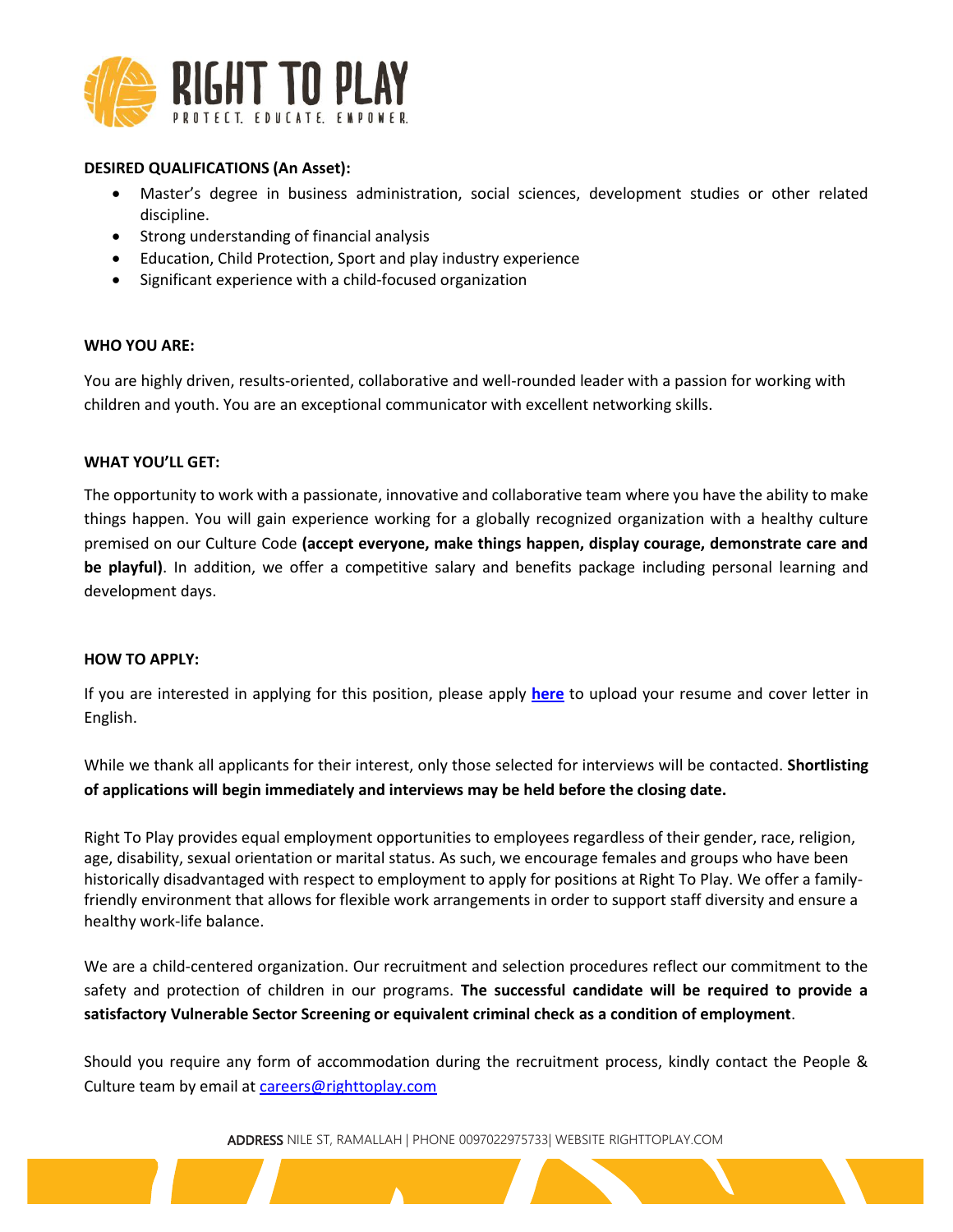**DESIRED QUALIFICATIONS (An Asset):**

- Master's degree in business administration, social sciences, development studies or other related discipline.
- Strong understanding of financial analysis
- Education, Child Protection, Sport and play industry experience
- Significant experience with a child-focused organization

**WHO YOU ARE:**

You are highly driven, results-oriented, collaborative and well-rounded leader with a passion for working with children and youth. You are an exceptional communicator with excellent networking skills.

**WHAT YOU'LL GET:**

The opportunity to work with a passionate, innovative and collaborative team where you have the ability to make things happen. You will gain experience working for a globally recognized organization with a healthy culture premised on our Culture Code **(accept everyone, make things happen, display courage, demonstrate care and be playful)**. In addition, we offer a competitive salary and benefits package including personal learning and development days.

**HOW TO APPLY:**

If you are interested in applying for this position, please apply **here** to upload your resume and cover letter in English.

While we thank all applicants for their interest, only those selected for interviews will be contacted. **Shortlisting of applications will begin immediately and interviews may be held before the closing date.**

Right To Play provides equal employment opportunities to employees regardless of their gender, race, religion, age, disability, sexual orientation or marital status. As such, we encourage females and groups who have been historically disadvantaged with respect to employment to apply for positions at Right To Play. We offer a family-friendly environment that allows for flexible work arrangements in order to support staff diversity and ensure a healthy work-life balance.

We are a child-centered organization. Our recruitment and selection procedures reflect our commitment to the safety and protection of children in our programs. **The successful candidate will be required to provide a satisfactory Vulnerable Sector Screening or equivalent criminal check as a condition of employment**.

Should you require any form of accommodation during the recruitment process, kindly contact the People & Culture team by email at careers@righttoplay.com